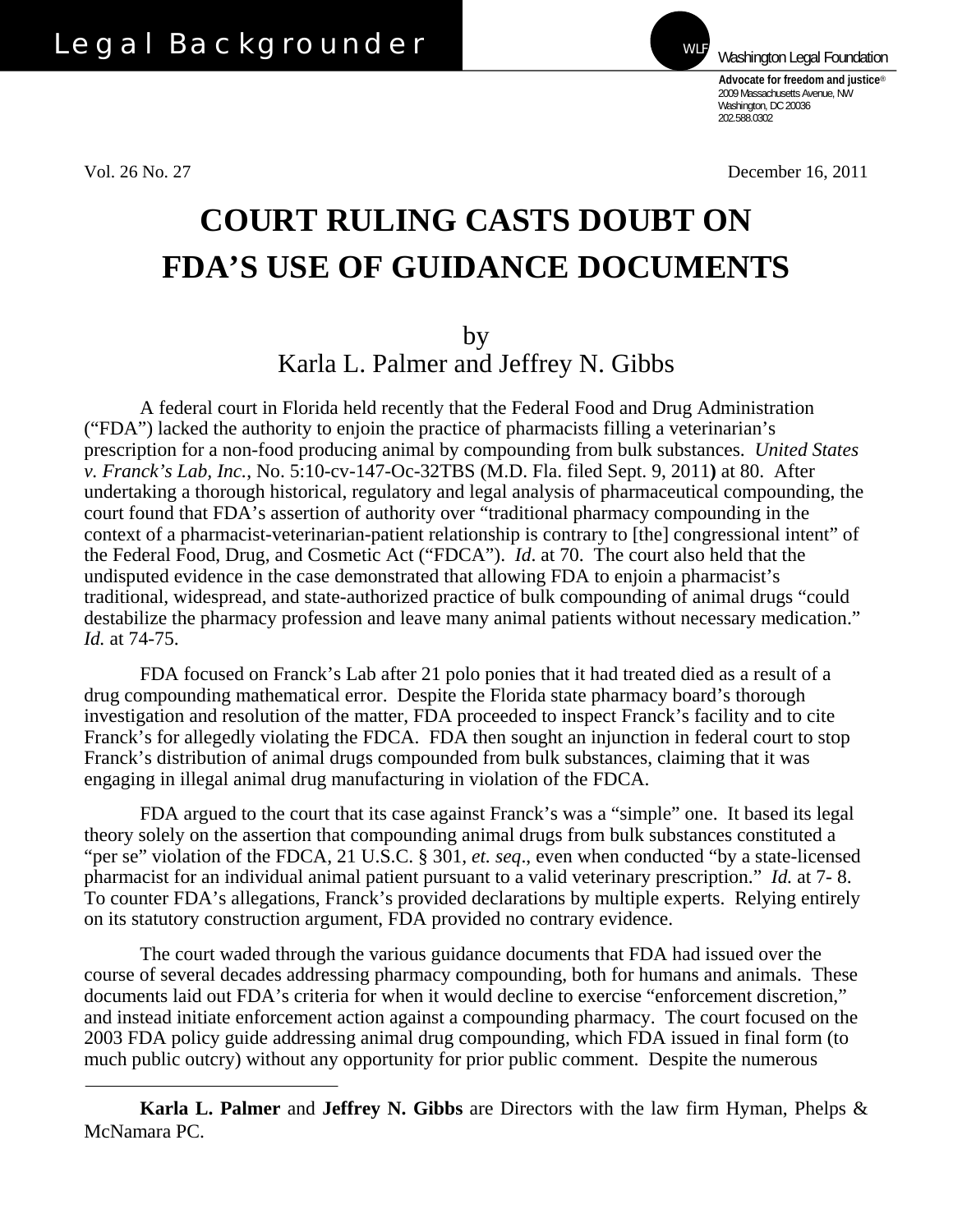Legal Backgrounder

Washington Legal Foundation

**Advocate for freedom and justice**®
2009 Massachusetts Avenue, NW
Washington, DC 20036
202.588.0302

Vol. 26 No. 27 December 16, 2011

# COURT RULING CASTS DOUBT ON FDA'S USE OF GUIDANCE DOCUMENTS

by
Karla L. Palmer and Jeffrey N. Gibbs

A federal court in Florida held recently that the Federal Food and Drug Administration ("FDA") lacked the authority to enjoin the practice of pharmacists filling a veterinarian's prescription for a non-food producing animal by compounding from bulk substances. *United States v. Franck's Lab, Inc.*, No. 5:10-cv-147-Oc-32TBS (M.D. Fla. filed Sept. 9, 2011**)** at 80. After undertaking a thorough historical, regulatory and legal analysis of pharmaceutical compounding, the court found that FDA's assertion of authority over "traditional pharmacy compounding in the context of a pharmacist-veterinarian-patient relationship is contrary to [the] congressional intent" of the Federal Food, Drug, and Cosmetic Act ("FDCA"). *Id*. at 70. The court also held that the undisputed evidence in the case demonstrated that allowing FDA to enjoin a pharmacist's traditional, widespread, and state-authorized practice of bulk compounding of animal drugs "could destabilize the pharmacy profession and leave many animal patients without necessary medication." *Id.* at 74-75.

FDA focused on Franck's Lab after 21 polo ponies that it had treated died as a result of a drug compounding mathematical error. Despite the Florida state pharmacy board's thorough investigation and resolution of the matter, FDA proceeded to inspect Franck's facility and to cite Franck's for allegedly violating the FDCA. FDA then sought an injunction in federal court to stop Franck's distribution of animal drugs compounded from bulk substances, claiming that it was engaging in illegal animal drug manufacturing in violation of the FDCA.

FDA argued to the court that its case against Franck's was a "simple" one. It based its legal theory solely on the assertion that compounding animal drugs from bulk substances constituted a "per se" violation of the FDCA, 21 U.S.C. § 301, *et. seq*., even when conducted "by a state-licensed pharmacist for an individual animal patient pursuant to a valid veterinary prescription." *Id.* at 7- 8. To counter FDA's allegations, Franck's provided declarations by multiple experts. Relying entirely on its statutory construction argument, FDA provided no contrary evidence.

The court waded through the various guidance documents that FDA had issued over the course of several decades addressing pharmacy compounding, both for humans and animals. These documents laid out FDA's criteria for when it would decline to exercise "enforcement discretion," and instead initiate enforcement action against a compounding pharmacy. The court focused on the 2003 FDA policy guide addressing animal drug compounding, which FDA issued in final form (to much public outcry) without any opportunity for prior public comment. Despite the numerous

---

**Karla L. Palmer** and **Jeffrey N. Gibbs** are Directors with the law firm Hyman, Phelps & McNamara PC.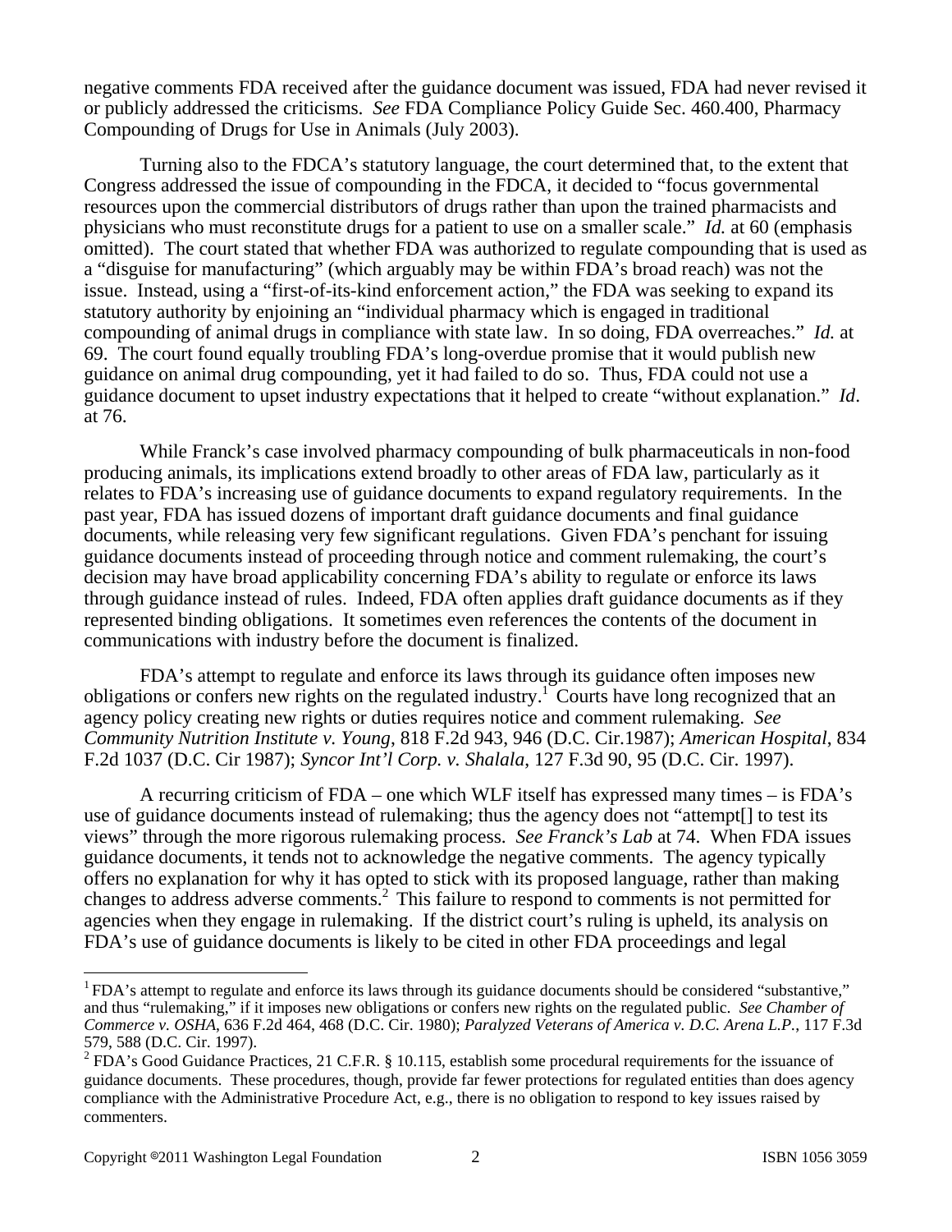negative comments FDA received after the guidance document was issued, FDA had never revised it or publicly addressed the criticisms. *See* FDA Compliance Policy Guide Sec. 460.400, Pharmacy Compounding of Drugs for Use in Animals (July 2003).

Turning also to the FDCA's statutory language, the court determined that, to the extent that Congress addressed the issue of compounding in the FDCA, it decided to "focus governmental resources upon the commercial distributors of drugs rather than upon the trained pharmacists and physicians who must reconstitute drugs for a patient to use on a smaller scale." *Id.* at 60 (emphasis omitted). The court stated that whether FDA was authorized to regulate compounding that is used as a "disguise for manufacturing" (which arguably may be within FDA's broad reach) was not the issue. Instead, using a "first-of-its-kind enforcement action," the FDA was seeking to expand its statutory authority by enjoining an "individual pharmacy which is engaged in traditional compounding of animal drugs in compliance with state law. In so doing, FDA overreaches." *Id.* at 69. The court found equally troubling FDA's long-overdue promise that it would publish new guidance on animal drug compounding, yet it had failed to do so. Thus, FDA could not use a guidance document to upset industry expectations that it helped to create "without explanation." *Id*. at 76.

While Franck's case involved pharmacy compounding of bulk pharmaceuticals in non-food producing animals, its implications extend broadly to other areas of FDA law, particularly as it relates to FDA's increasing use of guidance documents to expand regulatory requirements. In the past year, FDA has issued dozens of important draft guidance documents and final guidance documents, while releasing very few significant regulations. Given FDA's penchant for issuing guidance documents instead of proceeding through notice and comment rulemaking, the court's decision may have broad applicability concerning FDA's ability to regulate or enforce its laws through guidance instead of rules. Indeed, FDA often applies draft guidance documents as if they represented binding obligations. It sometimes even references the contents of the document in communications with industry before the document is finalized.

FDA's attempt to regulate and enforce its laws through its guidance often imposes new obligations or confers new rights on the regulated industry.[1] Courts have long recognized that an agency policy creating new rights or duties requires notice and comment rulemaking. *See Community Nutrition Institute v. Young*, 818 F.2d 943, 946 (D.C. Cir.1987); *American Hospital*, 834 F.2d 1037 (D.C. Cir 1987); *Syncor Int'l Corp. v. Shalala*, 127 F.3d 90, 95 (D.C. Cir. 1997).

A recurring criticism of FDA – one which WLF itself has expressed many times – is FDA's use of guidance documents instead of rulemaking; thus the agency does not "attempt[] to test its views" through the more rigorous rulemaking process. *See Franck's Lab* at 74. When FDA issues guidance documents, it tends not to acknowledge the negative comments. The agency typically offers no explanation for why it has opted to stick with its proposed language, rather than making changes to address adverse comments.[2] This failure to respond to comments is not permitted for agencies when they engage in rulemaking. If the district court's ruling is upheld, its analysis on FDA's use of guidance documents is likely to be cited in other FDA proceedings and legal

---

[1] FDA's attempt to regulate and enforce its laws through its guidance documents should be considered "substantive," and thus "rulemaking," if it imposes new obligations or confers new rights on the regulated public. *See Chamber of Commerce v. OSHA*, 636 F.2d 464, 468 (D.C. Cir. 1980); *Paralyzed Veterans of America v. D.C. Arena L.P.*, 117 F.3d 579, 588 (D.C. Cir. 1997).

[2] FDA's Good Guidance Practices, 21 C.F.R. § 10.115, establish some procedural requirements for the issuance of guidance documents. These procedures, though, provide far fewer protections for regulated entities than does agency compliance with the Administrative Procedure Act, e.g., there is no obligation to respond to key issues raised by commenters.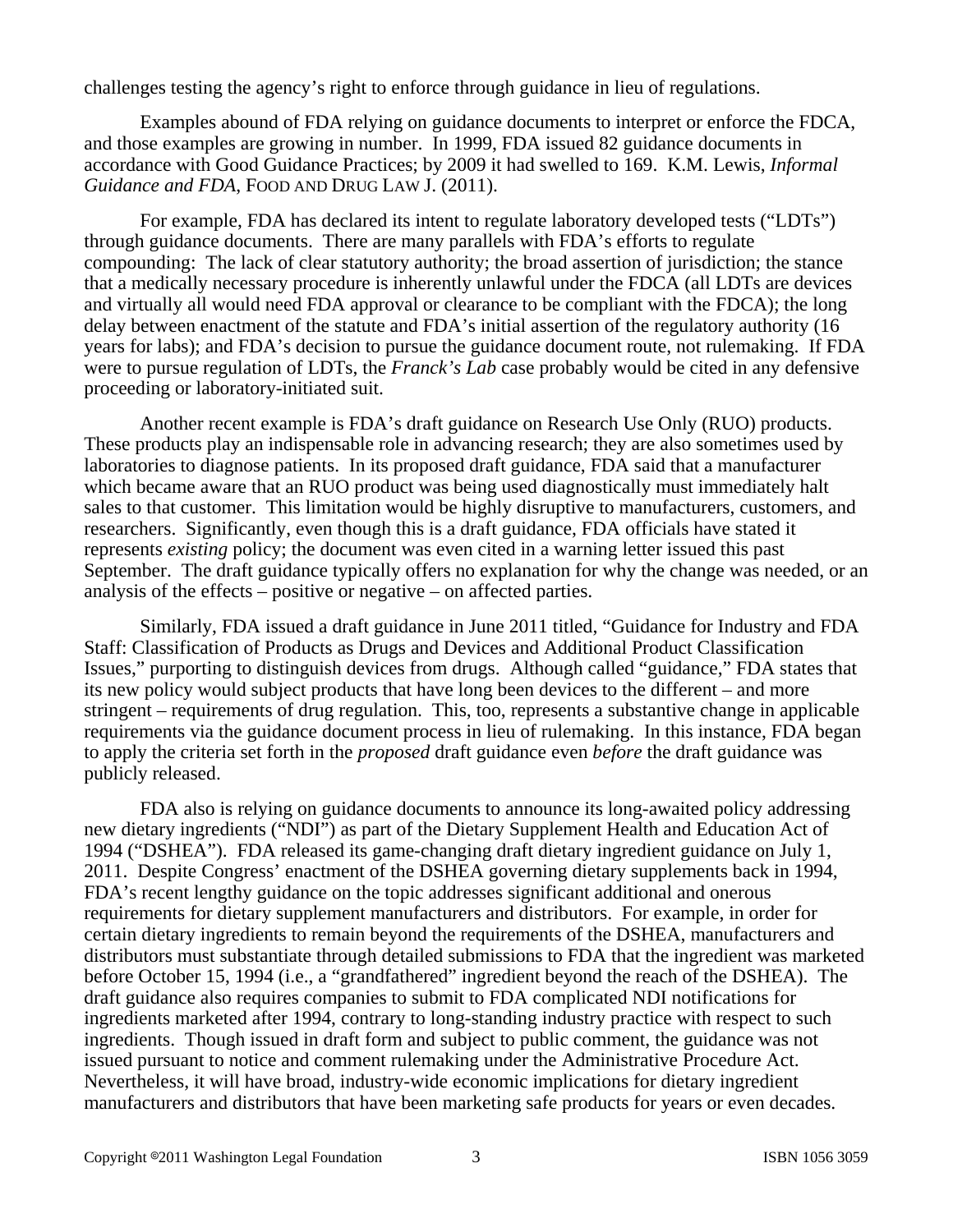challenges testing the agency's right to enforce through guidance in lieu of regulations.

Examples abound of FDA relying on guidance documents to interpret or enforce the FDCA, and those examples are growing in number. In 1999, FDA issued 82 guidance documents in accordance with Good Guidance Practices; by 2009 it had swelled to 169. K.M. Lewis, *Informal Guidance and FDA*, FOOD AND DRUG LAW J. (2011).

For example, FDA has declared its intent to regulate laboratory developed tests ("LDTs") through guidance documents. There are many parallels with FDA's efforts to regulate compounding: The lack of clear statutory authority; the broad assertion of jurisdiction; the stance that a medically necessary procedure is inherently unlawful under the FDCA (all LDTs are devices and virtually all would need FDA approval or clearance to be compliant with the FDCA); the long delay between enactment of the statute and FDA's initial assertion of the regulatory authority (16 years for labs); and FDA's decision to pursue the guidance document route, not rulemaking. If FDA were to pursue regulation of LDTs, the *Franck's Lab* case probably would be cited in any defensive proceeding or laboratory-initiated suit.

Another recent example is FDA's draft guidance on Research Use Only (RUO) products. These products play an indispensable role in advancing research; they are also sometimes used by laboratories to diagnose patients. In its proposed draft guidance, FDA said that a manufacturer which became aware that an RUO product was being used diagnostically must immediately halt sales to that customer. This limitation would be highly disruptive to manufacturers, customers, and researchers. Significantly, even though this is a draft guidance, FDA officials have stated it represents *existing* policy; the document was even cited in a warning letter issued this past September. The draft guidance typically offers no explanation for why the change was needed, or an analysis of the effects – positive or negative – on affected parties.

Similarly, FDA issued a draft guidance in June 2011 titled, "Guidance for Industry and FDA Staff: Classification of Products as Drugs and Devices and Additional Product Classification Issues," purporting to distinguish devices from drugs. Although called "guidance," FDA states that its new policy would subject products that have long been devices to the different – and more stringent – requirements of drug regulation. This, too, represents a substantive change in applicable requirements via the guidance document process in lieu of rulemaking. In this instance, FDA began to apply the criteria set forth in the *proposed* draft guidance even *before* the draft guidance was publicly released.

FDA also is relying on guidance documents to announce its long-awaited policy addressing new dietary ingredients ("NDI") as part of the Dietary Supplement Health and Education Act of 1994 ("DSHEA"). FDA released its game-changing draft dietary ingredient guidance on July 1, 2011. Despite Congress' enactment of the DSHEA governing dietary supplements back in 1994, FDA's recent lengthy guidance on the topic addresses significant additional and onerous requirements for dietary supplement manufacturers and distributors. For example, in order for certain dietary ingredients to remain beyond the requirements of the DSHEA, manufacturers and distributors must substantiate through detailed submissions to FDA that the ingredient was marketed before October 15, 1994 (i.e., a "grandfathered" ingredient beyond the reach of the DSHEA). The draft guidance also requires companies to submit to FDA complicated NDI notifications for ingredients marketed after 1994, contrary to long-standing industry practice with respect to such ingredients. Though issued in draft form and subject to public comment, the guidance was not issued pursuant to notice and comment rulemaking under the Administrative Procedure Act. Nevertheless, it will have broad, industry-wide economic implications for dietary ingredient manufacturers and distributors that have been marketing safe products for years or even decades.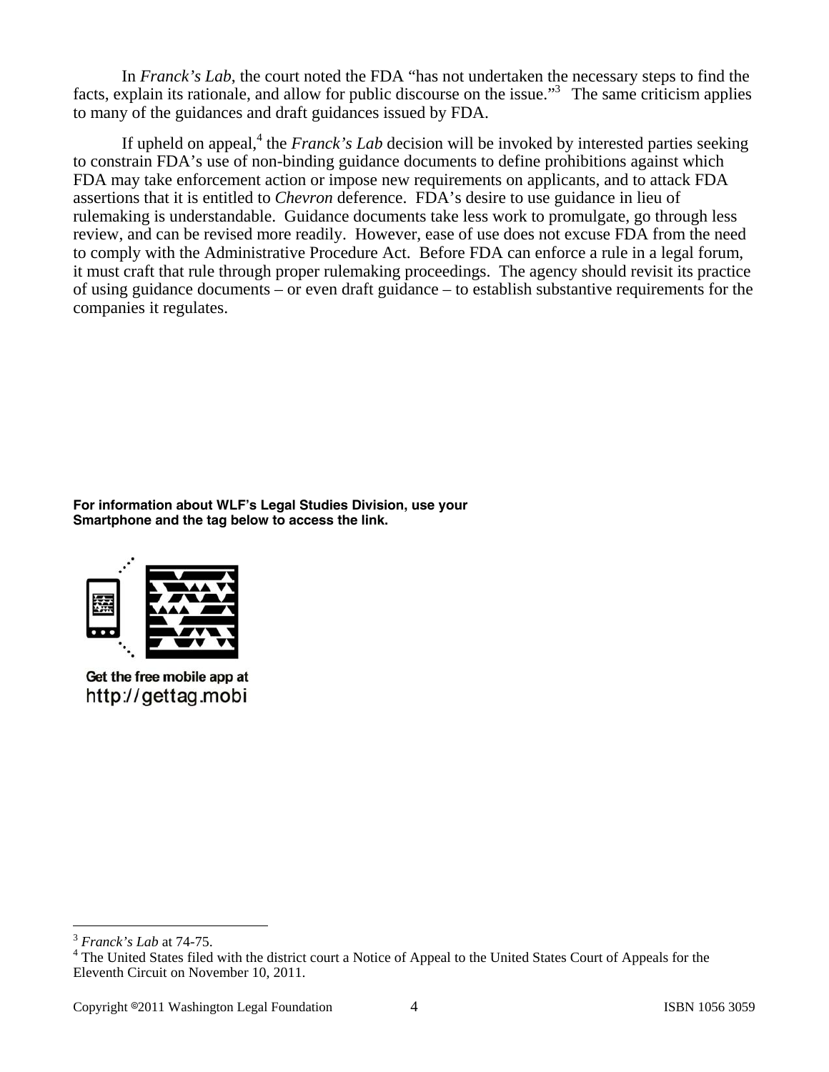In *Franck's Lab*, the court noted the FDA "has not undertaken the necessary steps to find the facts, explain its rationale, and allow for public discourse on the issue."[3] The same criticism applies to many of the guidances and draft guidances issued by FDA.

If upheld on appeal,[4] the *Franck's Lab* decision will be invoked by interested parties seeking to constrain FDA's use of non-binding guidance documents to define prohibitions against which FDA may take enforcement action or impose new requirements on applicants, and to attack FDA assertions that it is entitled to *Chevron* deference. FDA's desire to use guidance in lieu of rulemaking is understandable. Guidance documents take less work to promulgate, go through less review, and can be revised more readily. However, ease of use does not excuse FDA from the need to comply with the Administrative Procedure Act. Before FDA can enforce a rule in a legal forum, it must craft that rule through proper rulemaking proceedings. The agency should revisit its practice of using guidance documents – or even draft guidance – to establish substantive requirements for the companies it regulates.

**For information about WLF's Legal Studies Division, use your Smartphone and the tag below to access the link.**

Get the free mobile app at
http://gettag.mobi

---

[3] *Franck's Lab* at 74-75.

[4] The United States filed with the district court a Notice of Appeal to the United States Court of Appeals for the Eleventh Circuit on November 10, 2011.

Copyright ©2011 Washington Legal Foundation ISBN 1056 3059